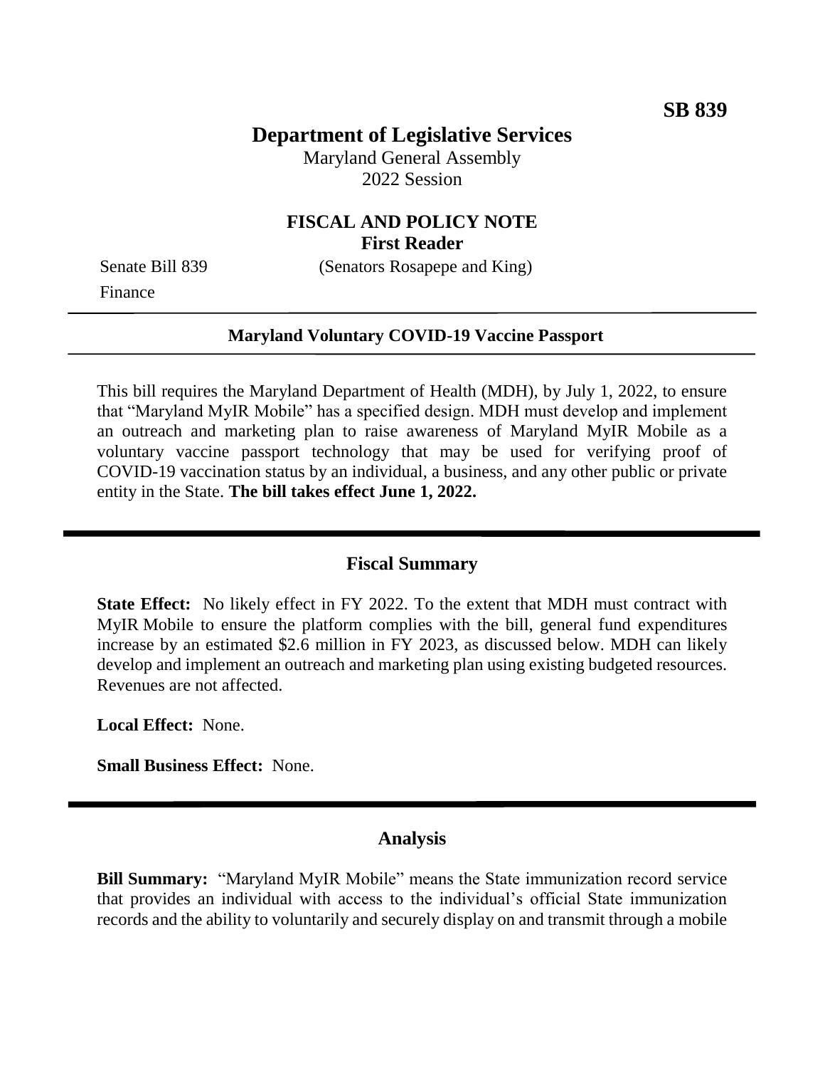**SB 839**

# Department of Legislative Services

Maryland General Assembly
2022 Session

## FISCAL AND POLICY NOTE
**First Reader**

Senate Bill 839 (Senators Rosapepe and King)
Finance

---

**Maryland Voluntary COVID-19 Vaccine Passport**

---

This bill requires the Maryland Department of Health (MDH), by July 1, 2022, to ensure that "Maryland MyIR Mobile" has a specified design. MDH must develop and implement an outreach and marketing plan to raise awareness of Maryland MyIR Mobile as a voluntary vaccine passport technology that may be used for verifying proof of COVID-19 vaccination status by an individual, a business, and any other public or private entity in the State. **The bill takes effect June 1, 2022.**

---

## Fiscal Summary

**State Effect:** No likely effect in FY 2022. To the extent that MDH must contract with MyIR Mobile to ensure the platform complies with the bill, general fund expenditures increase by an estimated $2.6 million in FY 2023, as discussed below. MDH can likely develop and implement an outreach and marketing plan using existing budgeted resources. Revenues are not affected.

**Local Effect:** None.

**Small Business Effect:** None.

---

## Analysis

**Bill Summary:** "Maryland MyIR Mobile" means the State immunization record service that provides an individual with access to the individual's official State immunization records and the ability to voluntarily and securely display on and transmit through a mobile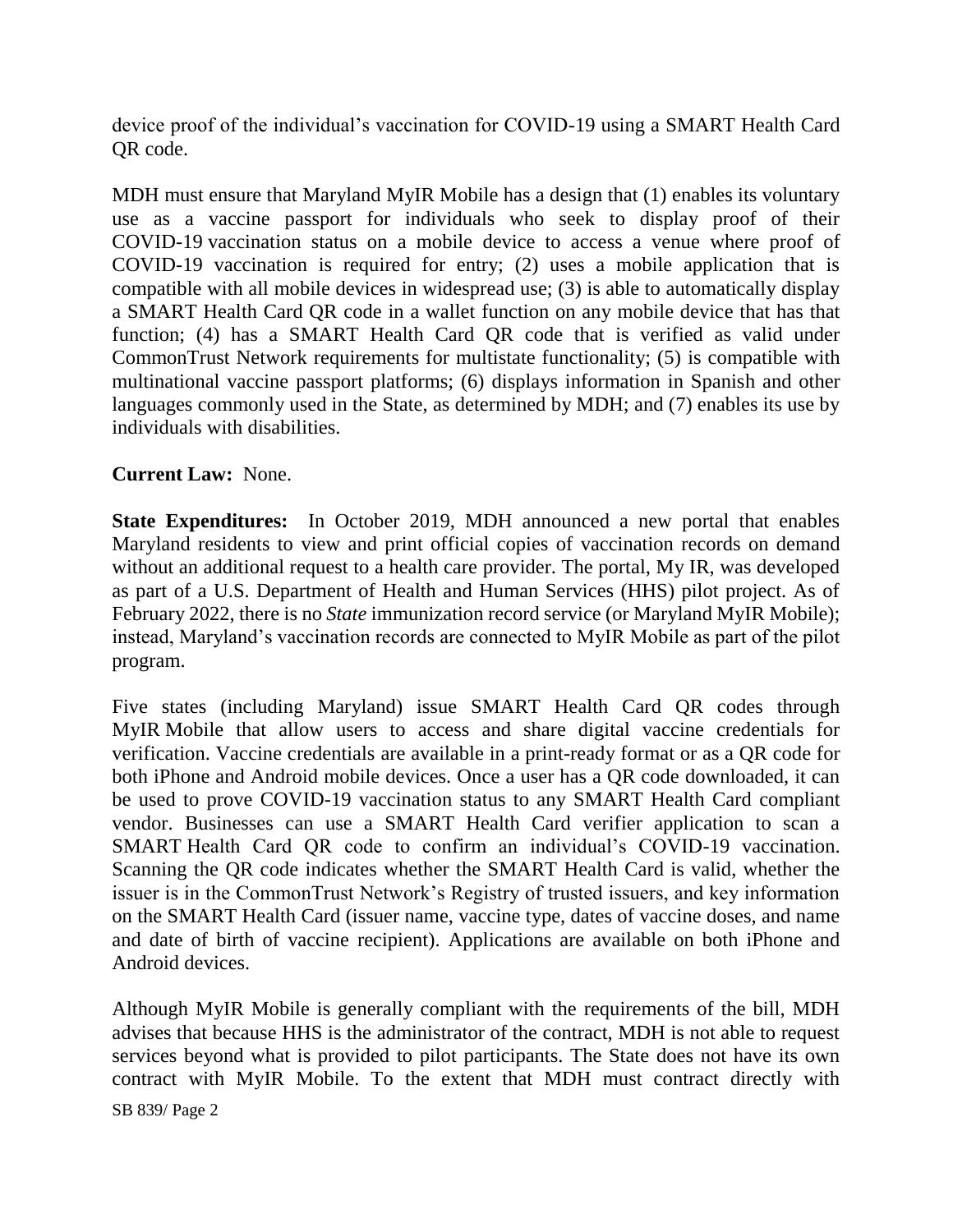device proof of the individual's vaccination for COVID-19 using a SMART Health Card QR code.

MDH must ensure that Maryland MyIR Mobile has a design that (1) enables its voluntary use as a vaccine passport for individuals who seek to display proof of their COVID-19 vaccination status on a mobile device to access a venue where proof of COVID-19 vaccination is required for entry; (2) uses a mobile application that is compatible with all mobile devices in widespread use; (3) is able to automatically display a SMART Health Card QR code in a wallet function on any mobile device that has that function; (4) has a SMART Health Card QR code that is verified as valid under CommonTrust Network requirements for multistate functionality; (5) is compatible with multinational vaccine passport platforms; (6) displays information in Spanish and other languages commonly used in the State, as determined by MDH; and (7) enables its use by individuals with disabilities.

**Current Law:** None.

**State Expenditures:** In October 2019, MDH announced a new portal that enables Maryland residents to view and print official copies of vaccination records on demand without an additional request to a health care provider. The portal, My IR, was developed as part of a U.S. Department of Health and Human Services (HHS) pilot project. As of February 2022, there is no *State* immunization record service (or Maryland MyIR Mobile); instead, Maryland's vaccination records are connected to MyIR Mobile as part of the pilot program.

Five states (including Maryland) issue SMART Health Card QR codes through MyIR Mobile that allow users to access and share digital vaccine credentials for verification. Vaccine credentials are available in a print-ready format or as a QR code for both iPhone and Android mobile devices. Once a user has a QR code downloaded, it can be used to prove COVID-19 vaccination status to any SMART Health Card compliant vendor. Businesses can use a SMART Health Card verifier application to scan a SMART Health Card QR code to confirm an individual's COVID-19 vaccination. Scanning the QR code indicates whether the SMART Health Card is valid, whether the issuer is in the CommonTrust Network's Registry of trusted issuers, and key information on the SMART Health Card (issuer name, vaccine type, dates of vaccine doses, and name and date of birth of vaccine recipient). Applications are available on both iPhone and Android devices.

Although MyIR Mobile is generally compliant with the requirements of the bill, MDH advises that because HHS is the administrator of the contract, MDH is not able to request services beyond what is provided to pilot participants. The State does not have its own contract with MyIR Mobile. To the extent that MDH must contract directly with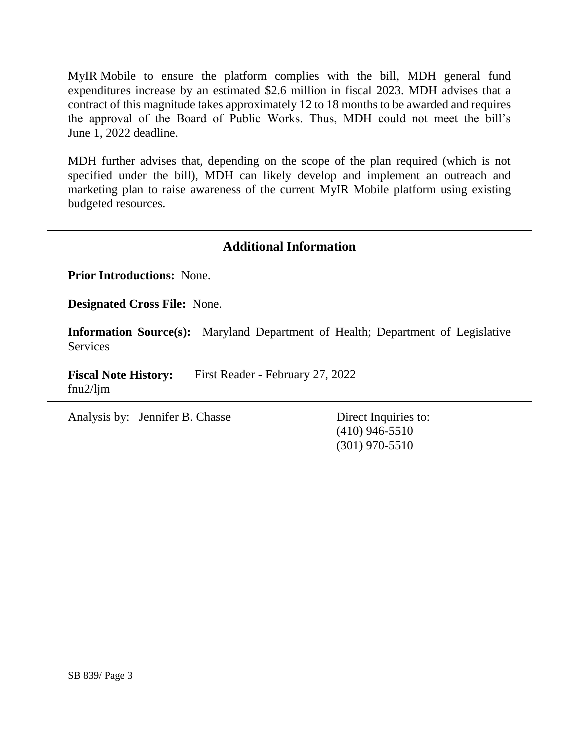MyIR Mobile to ensure the platform complies with the bill, MDH general fund expenditures increase by an estimated $2.6 million in fiscal 2023. MDH advises that a contract of this magnitude takes approximately 12 to 18 months to be awarded and requires the approval of the Board of Public Works. Thus, MDH could not meet the bill's June 1, 2022 deadline.

MDH further advises that, depending on the scope of the plan required (which is not specified under the bill), MDH can likely develop and implement an outreach and marketing plan to raise awareness of the current MyIR Mobile platform using existing budgeted resources.

## Additional Information

**Prior Introductions:** None.

**Designated Cross File:** None.

**Information Source(s):** Maryland Department of Health; Department of Legislative Services

**Fiscal Note History:** First Reader - February 27, 2022
fnu2/ljm

Analysis by: Jennifer B. Chasse

Direct Inquiries to:
(410) 946-5510
(301) 970-5510